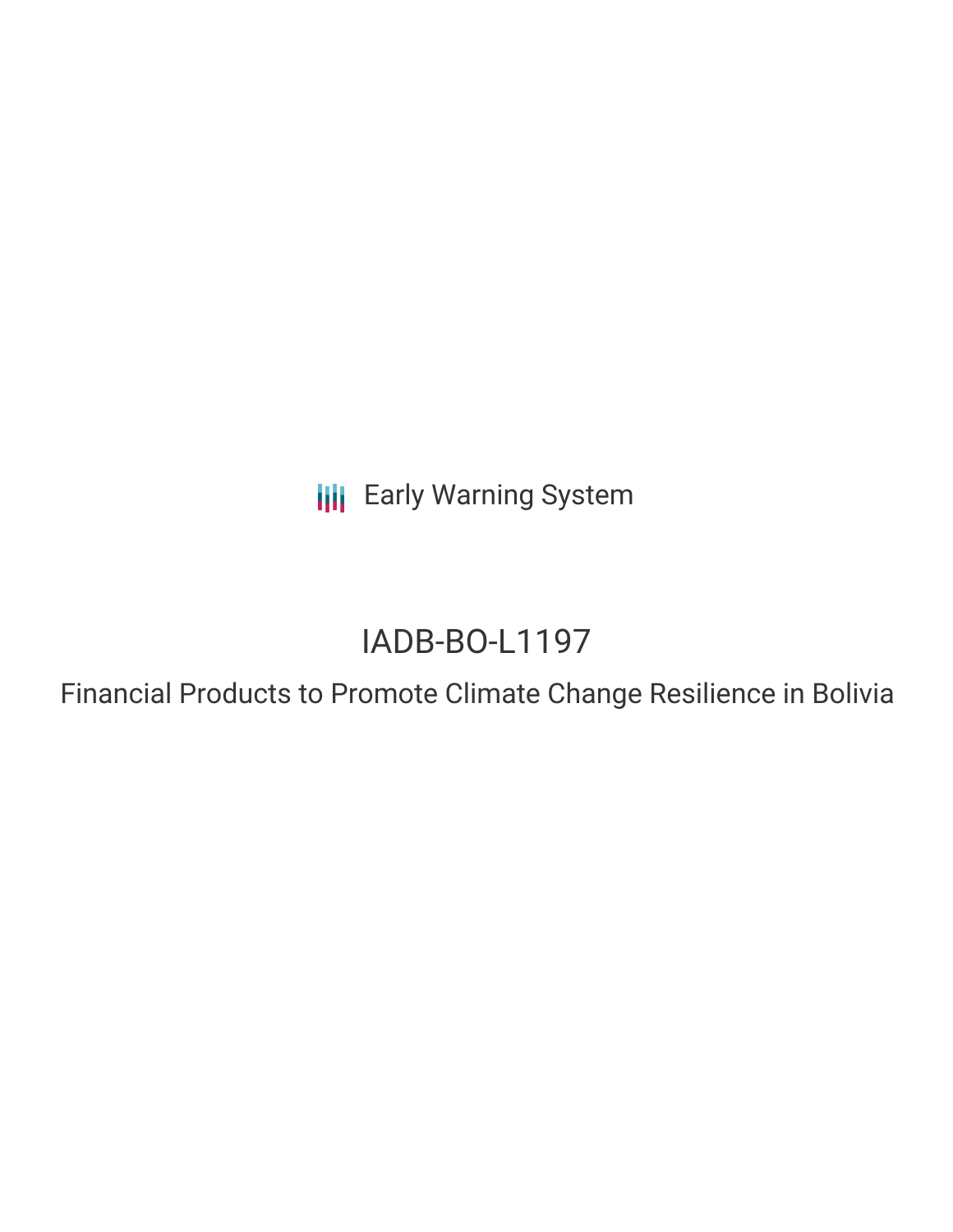Early Warning System

# IADB-BO-L1197

## Financial Products to Promote Climate Change Resilience in Bolivia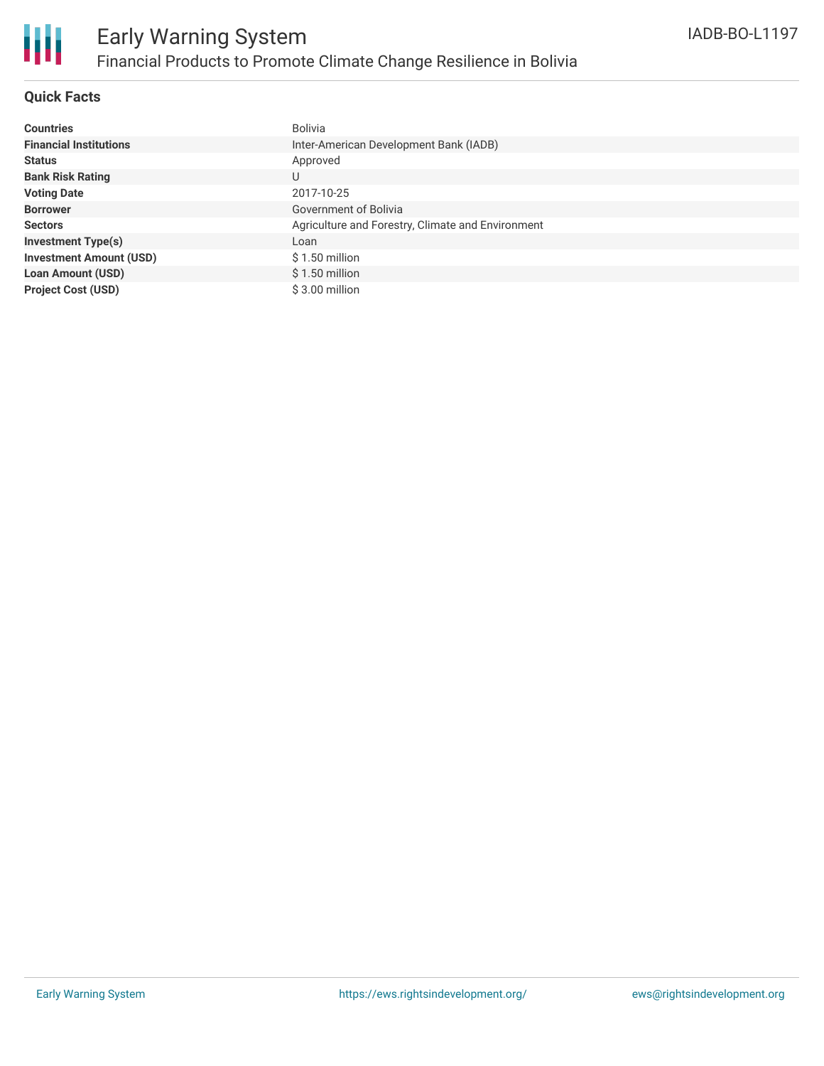# Early Warning System

## Financial Products to Promote Climate Change Resilience in Bolivia

IADB-BO-L1197

### Quick Facts

| | |
|---|---|
| **Countries** | Bolivia |
| **Financial Institutions** | Inter-American Development Bank (IADB) |
| **Status** | Approved |
| **Bank Risk Rating** | U |
| **Voting Date** | 2017-10-25 |
| **Borrower** | Government of Bolivia |
| **Sectors** | Agriculture and Forestry, Climate and Environment |
| **Investment Type(s)** | Loan |
| **Investment Amount (USD)** | $ 1.50 million |
| **Loan Amount (USD)** | $ 1.50 million |
| **Project Cost (USD)** | $ 3.00 million |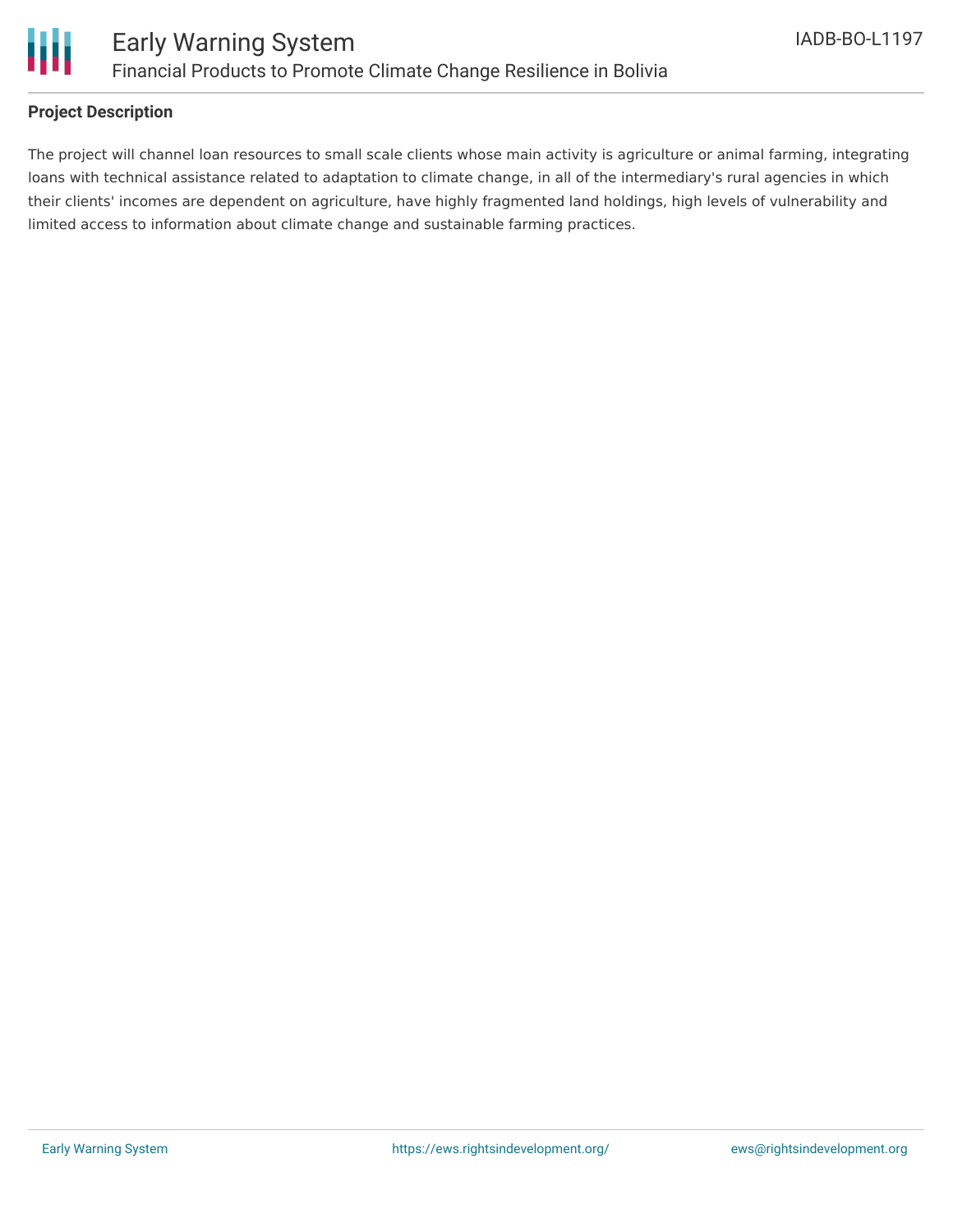## Project Description

The project will channel loan resources to small scale clients whose main activity is agriculture or animal farming, integrating loans with technical assistance related to adaptation to climate change, in all of the intermediary's rural agencies in which their clients' incomes are dependent on agriculture, have highly fragmented land holdings, high levels of vulnerability and limited access to information about climate change and sustainable farming practices.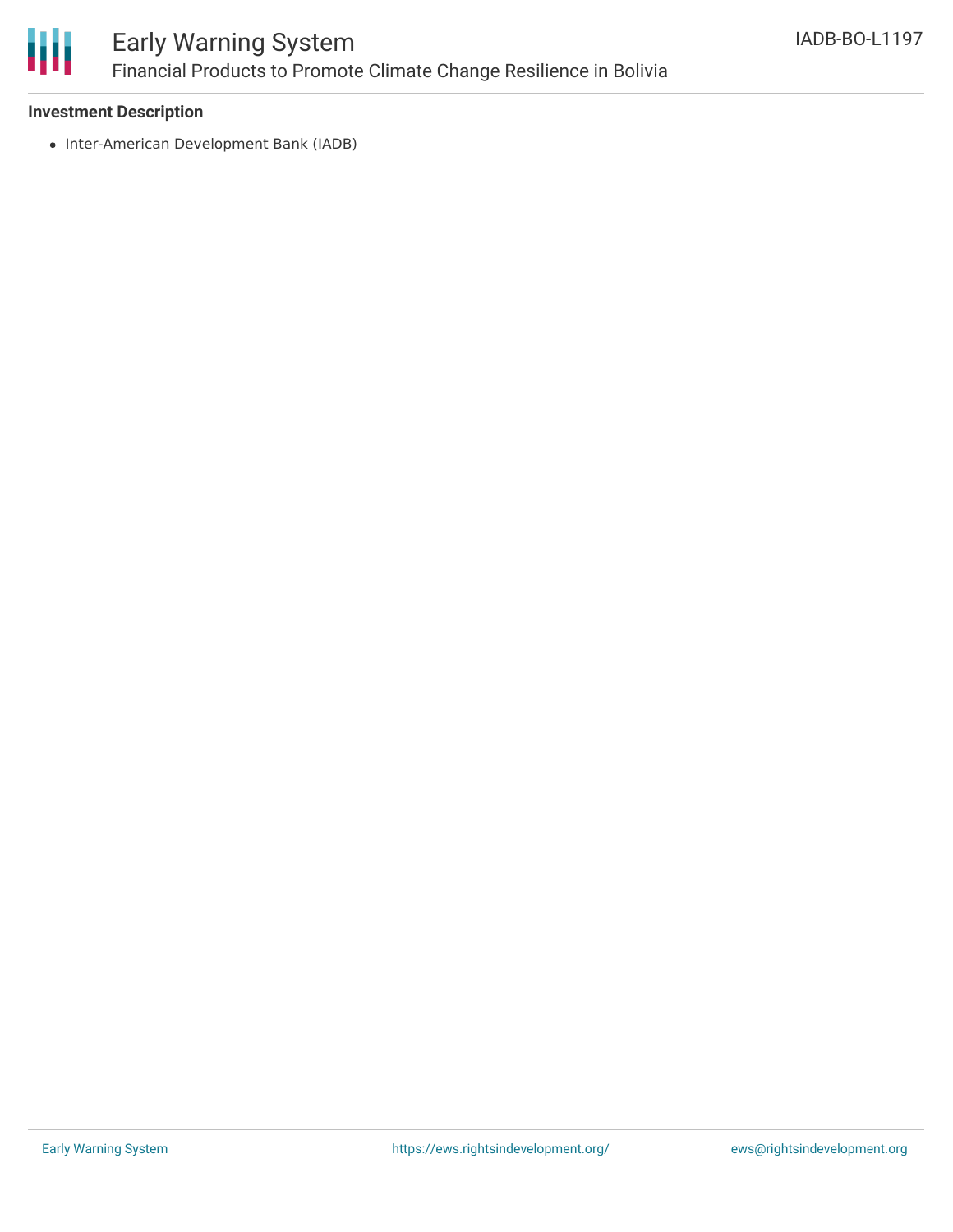### Investment Description

- Inter-American Development Bank (IADB)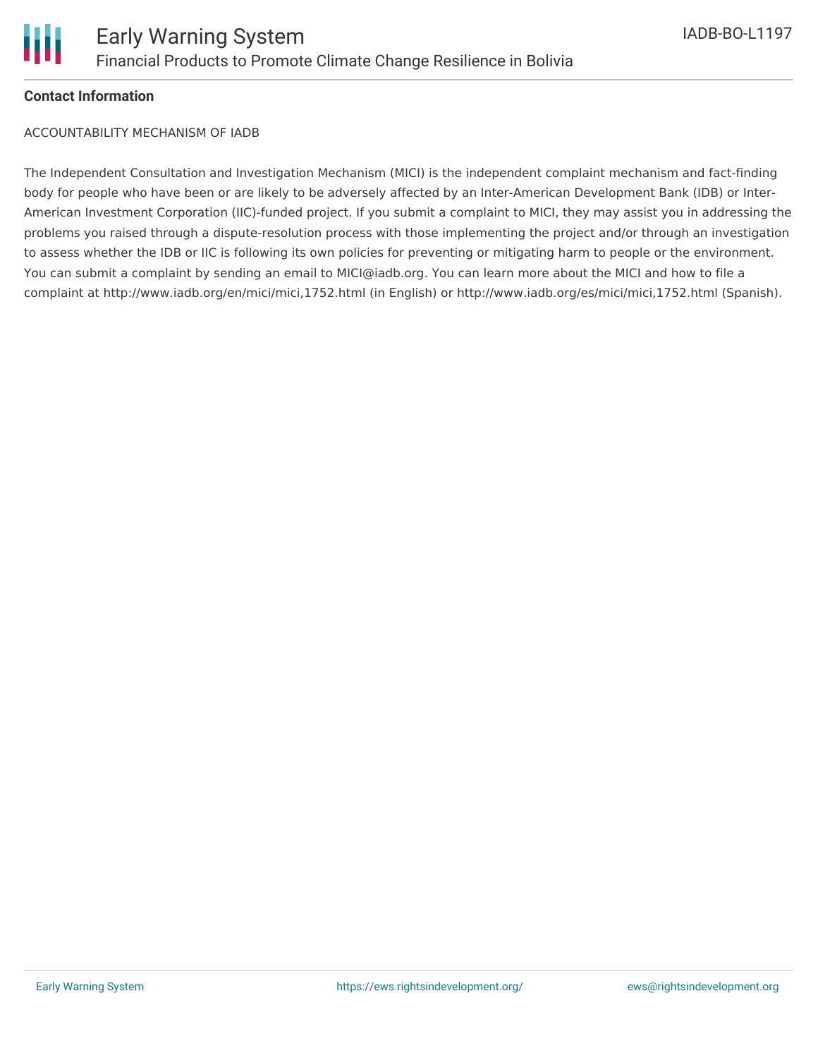**Contact Information**

ACCOUNTABILITY MECHANISM OF IADB

The Independent Consultation and Investigation Mechanism (MICI) is the independent complaint mechanism and fact-finding body for people who have been or are likely to be adversely affected by an Inter-American Development Bank (IDB) or Inter-American Investment Corporation (IIC)-funded project. If you submit a complaint to MICI, they may assist you in addressing the problems you raised through a dispute-resolution process with those implementing the project and/or through an investigation to assess whether the IDB or IIC is following its own policies for preventing or mitigating harm to people or the environment. You can submit a complaint by sending an email to MICI@iadb.org. You can learn more about the MICI and how to file a complaint at http://www.iadb.org/en/mici/mici,1752.html (in English) or http://www.iadb.org/es/mici/mici,1752.html (Spanish).